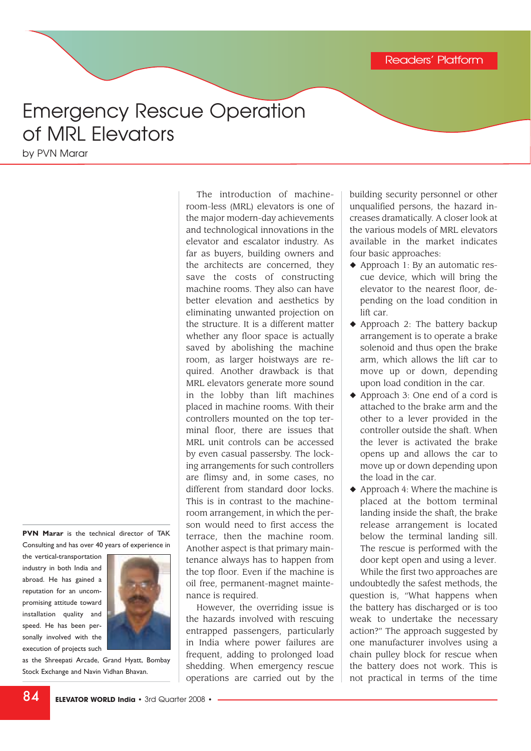Readers' Platform

# Emergency Rescue Operation of MRL Elevators

by PVN Marar

**PVN Marar** is the technical director of TAK Consulting and has over 40 years of experience in the vertical-transportation industry in both India and abroad. He has gained a reputation for an uncompromising attitude toward installation quality and speed. He has been personally involved with the execution of projects such as the Shreepati Arcade, Grand Hyatt, Bombay Stock Exchange and Navin Vidhan Bhavan.

The introduction of machine-room-less (MRL) elevators is one of the major modern-day achievements and technological innovations in the elevator and escalator industry. As far as buyers, building owners and the architects are concerned, they save the costs of constructing machine rooms. They also can have better elevation and aesthetics by eliminating unwanted projection on the structure. It is a different matter whether any floor space is actually saved by abolishing the machine room, as larger hoistways are required. Another drawback is that MRL elevators generate more sound in the lobby than lift machines placed in machine rooms. With their controllers mounted on the top terminal floor, there are issues that MRL unit controls can be accessed by even casual passersby. The locking arrangements for such controllers are flimsy and, in some cases, no different from standard door locks. This is in contrast to the machine-room arrangement, in which the person would need to first access the terrace, then the machine room. Another aspect is that primary maintenance always has to happen from the top floor. Even if the machine is oil free, permanent-magnet maintenance is required.

However, the overriding issue is the hazards involved with rescuing entrapped passengers, particularly in India where power failures are frequent, adding to prolonged load shedding. When emergency rescue operations are carried out by the building security personnel or other unqualified persons, the hazard increases dramatically. A closer look at the various models of MRL elevators available in the market indicates four basic approaches:

- Approach 1: By an automatic rescue device, which will bring the elevator to the nearest floor, depending on the load condition in lift car.
- Approach 2: The battery backup arrangement is to operate a brake solenoid and thus open the brake arm, which allows the lift car to move up or down, depending upon load condition in the car.
- Approach 3: One end of a cord is attached to the brake arm and the other to a lever provided in the controller outside the shaft. When the lever is activated the brake opens up and allows the car to move up or down depending upon the load in the car.
- Approach 4: Where the machine is placed at the bottom terminal landing inside the shaft, the brake release arrangement is located below the terminal landing sill. The rescue is performed with the door kept open and using a lever.

While the first two approaches are undoubtedly the safest methods, the question is, "What happens when the battery has discharged or is too weak to undertake the necessary action?" The approach suggested by one manufacturer involves using a chain pulley block for rescue when the battery does not work. This is not practical in terms of the time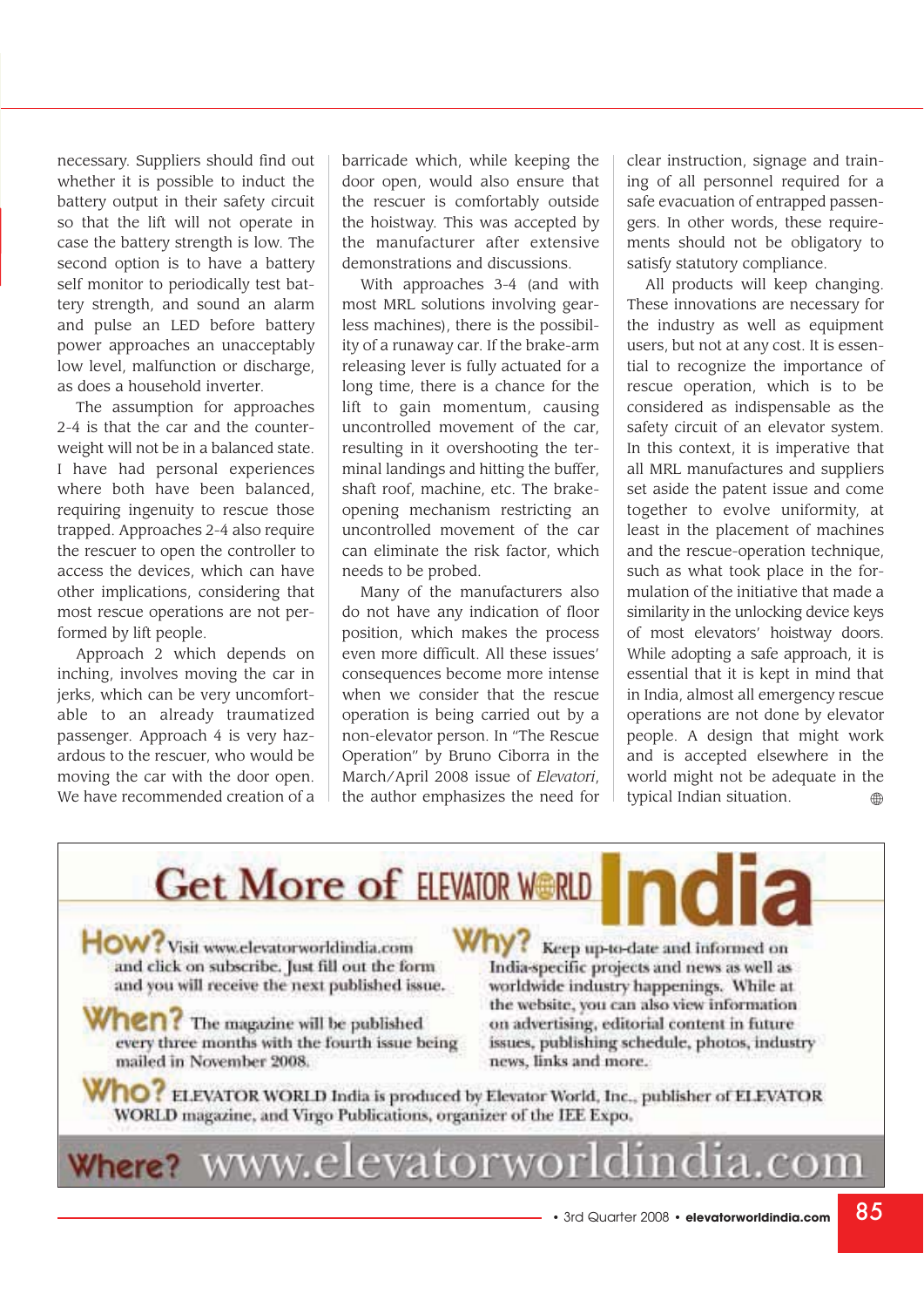necessary. Suppliers should find out whether it is possible to induct the battery output in their safety circuit so that the lift will not operate in case the battery strength is low. The second option is to have a battery self monitor to periodically test battery strength, and sound an alarm and pulse an LED before battery power approaches an unacceptably low level, malfunction or discharge, as does a household inverter.

The assumption for approaches 2-4 is that the car and the counterweight will not be in a balanced state. I have had personal experiences where both have been balanced, requiring ingenuity to rescue those trapped. Approaches 2-4 also require the rescuer to open the controller to access the devices, which can have other implications, considering that most rescue operations are not performed by lift people.

Approach 2 which depends on inching, involves moving the car in jerks, which can be very uncomfortable to an already traumatized passenger. Approach 4 is very hazardous to the rescuer, who would be moving the car with the door open. We have recommended creation of a barricade which, while keeping the door open, would also ensure that the rescuer is comfortably outside the hoistway. This was accepted by the manufacturer after extensive demonstrations and discussions.

With approaches 3-4 (and with most MRL solutions involving gearless machines), there is the possibility of a runaway car. If the brake-arm releasing lever is fully actuated for a long time, there is a chance for the lift to gain momentum, causing uncontrolled movement of the car, resulting in it overshooting the terminal landings and hitting the buffer, shaft roof, machine, etc. The brake-opening mechanism restricting an uncontrolled movement of the car can eliminate the risk factor, which needs to be probed.

Many of the manufacturers also do not have any indication of floor position, which makes the process even more difficult. All these issues' consequences become more intense when we consider that the rescue operation is being carried out by a non-elevator person. In "The Rescue Operation" by Bruno Ciborra in the March/April 2008 issue of *Elevatori*, the author emphasizes the need for clear instruction, signage and training of all personnel required for a safe evacuation of entrapped passengers. In other words, these requirements should not be obligatory to satisfy statutory compliance.

All products will keep changing. These innovations are necessary for the industry as well as equipment users, but not at any cost. It is essential to recognize the importance of rescue operation, which is to be considered as indispensable as the safety circuit of an elevator system. In this context, it is imperative that all MRL manufactures and suppliers set aside the patent issue and come together to evolve uniformity, at least in the placement of machines and the rescue-operation technique, such as what took place in the formulation of the initiative that made a similarity in the unlocking device keys of most elevators' hoistway doors. While adopting a safe approach, it is essential that it is kept in mind that in India, almost all emergency rescue operations are not done by elevator people. A design that might work and is accepted elsewhere in the world might not be adequate in the typical Indian situation.

# Get More of ELEVATOR WORLD India

**How?** Visit www.elevatorworldindia.com and click on subscribe. Just fill out the form and you will receive the next published issue.

**When?** The magazine will be published every three months with the fourth issue being mailed in November 2008.

**Why?** Keep up-to-date and informed on India-specific projects and news as well as worldwide industry happenings. While at the website, you can also view information on advertising, editorial content in future issues, publishing schedule, photos, industry news, links and more.

**Who?** ELEVATOR WORLD India is produced by Elevator World, Inc., publisher of ELEVATOR WORLD magazine, and Virgo Publications, organizer of the IEE Expo.

**Where?** www.elevatorworldindia.com